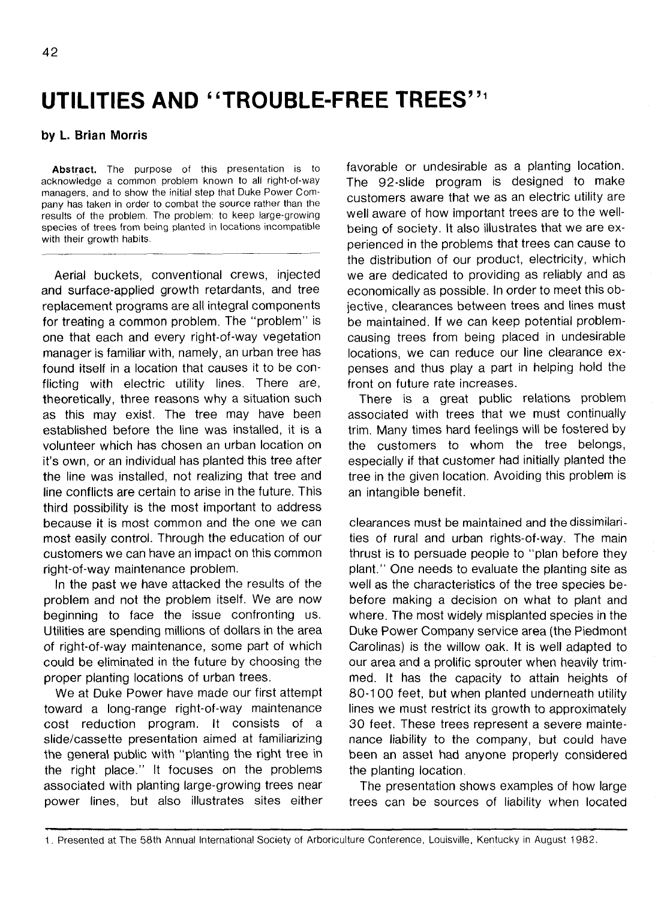# UTILITIES AND "TROUBLE-FREE TREES"[1]

**by L. Brian Morris**

**Abstract.** The purpose of this presentation is to acknowledge a common problem known to all right-of-way managers, and to show the initial step that Duke Power Company has taken in order to combat the source rather than the results of the problem. The problem: to keep large-growing species of trees from being planted in locations incompatible with their growth habits.

---

Aerial buckets, conventional crews, injected and surface-applied growth retardants, and tree replacement programs are all integral components for treating a common problem. The "problem" is one that each and every right-of-way vegetation manager is familiar with, namely, an urban tree has found itself in a location that causes it to be conflicting with electric utility lines. There are, theoretically, three reasons why a situation such as this may exist. The tree may have been established before the line was installed, it is a volunteer which has chosen an urban location on it's own, or an individual has planted this tree after the line was installed, not realizing that tree and line conflicts are certain to arise in the future. This third possibility is the most important to address because it is most common and the one we can most easily control. Through the education of our customers we can have an impact on this common right-of-way maintenance problem.

In the past we have attacked the results of the problem and not the problem itself. We are now beginning to face the issue confronting us. Utilities are spending millions of dollars in the area of right-of-way maintenance, some part of which could be eliminated in the future by choosing the proper planting locations of urban trees.

We at Duke Power have made our first attempt toward a long-range right-of-way maintenance cost reduction program. It consists of a slide/cassette presentation aimed at familiarizing the general public with "planting the right tree in the right place." It focuses on the problems associated with planting large-growing trees near power lines, but also illustrates sites either favorable or undesirable as a planting location. The 92-slide program is designed to make customers aware that we as an electric utility are well aware of how important trees are to the well-being of society. It also illustrates that we are experienced in the problems that trees can cause to the distribution of our product, electricity, which we are dedicated to providing as reliably and as economically as possible. In order to meet this objective, clearances between trees and lines must be maintained. If we can keep potential problem-causing trees from being placed in undesirable locations, we can reduce our line clearance expenses and thus play a part in helping hold the front on future rate increases.

There is a great public relations problem associated with trees that we must continually trim. Many times hard feelings will be fostered by the customers to whom the tree belongs, especially if that customer had initially planted the tree in the given location. Avoiding this problem is an intangible benefit.

clearances must be maintained and the dissimilarities of rural and urban rights-of-way. The main thrust is to persuade people to "plan before they plant." One needs to evaluate the planting site as well as the characteristics of the tree species bebefore making a decision on what to plant and where. The most widely misplanted species in the Duke Power Company service area (the Piedmont Carolinas) is the willow oak. It is well adapted to our area and a prolific sprouter when heavily trimmed. It has the capacity to attain heights of 80-100 feet, but when planted underneath utility lines we must restrict its growth to approximately 30 feet. These trees represent a severe maintenance liability to the company, but could have been an asset had anyone properly considered the planting location.

The presentation shows examples of how large trees can be sources of liability when located

---

1. Presented at The 58th Annual International Society of Arboriculture Conference, Louisville, Kentucky in August 1982.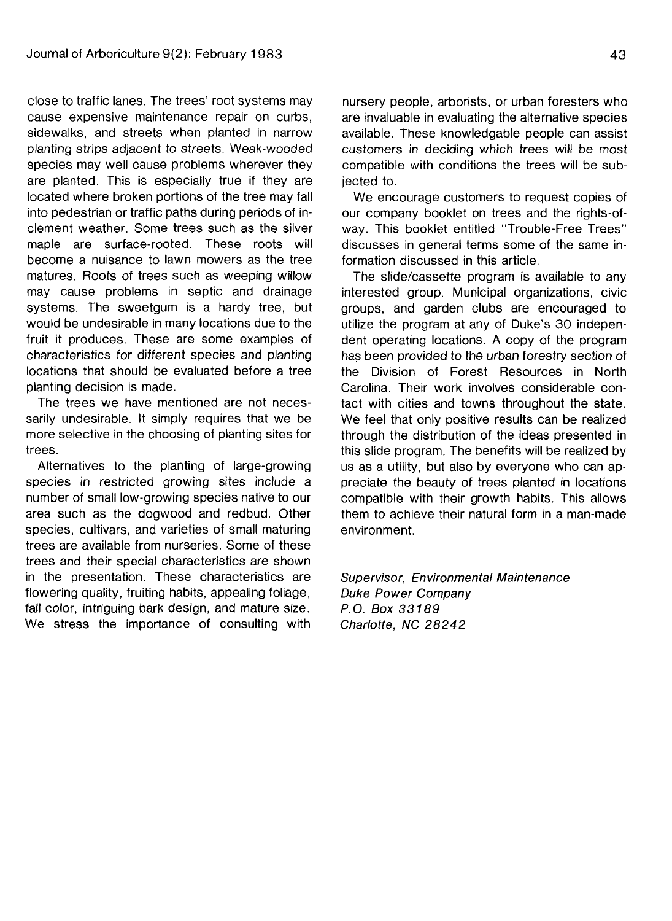close to traffic lanes. The trees' root systems may cause expensive maintenance repair on curbs, sidewalks, and streets when planted in narrow planting strips adjacent to streets. Weak-wooded species may well cause problems wherever they are planted. This is especially true if they are located where broken portions of the tree may fall into pedestrian or traffic paths during periods of inclement weather. Some trees such as the silver maple are surface-rooted. These roots will become a nuisance to lawn mowers as the tree matures. Roots of trees such as weeping willow may cause problems in septic and drainage systems. The sweetgum is a hardy tree, but would be undesirable in many locations due to the fruit it produces. These are some examples of characteristics for different species and planting locations that should be evaluated before a tree planting decision is made.

The trees we have mentioned are not necessarily undesirable. It simply requires that we be more selective in the choosing of planting sites for trees.

Alternatives to the planting of large-growing species in restricted growing sites include a number of small low-growing species native to our area such as the dogwood and redbud. Other species, cultivars, and varieties of small maturing trees are available from nurseries. Some of these trees and their special characteristics are shown in the presentation. These characteristics are flowering quality, fruiting habits, appealing foliage, fall color, intriguing bark design, and mature size. We stress the importance of consulting with nursery people, arborists, or urban foresters who are invaluable in evaluating the alternative species available. These knowledgable people can assist customers in deciding which trees will be most compatible with conditions the trees will be subjected to.

We encourage customers to request copies of our company booklet on trees and the rights-of-way. This booklet entitled "Trouble-Free Trees" discusses in general terms some of the same information discussed in this article.

The slide/cassette program is available to any interested group. Municipal organizations, civic groups, and garden clubs are encouraged to utilize the program at any of Duke's 30 independent operating locations. A copy of the program has been provided to the urban forestry section of the Division of Forest Resources in North Carolina. Their work involves considerable contact with cities and towns throughout the state. We feel that only positive results can be realized through the distribution of the ideas presented in this slide program. The benefits will be realized by us as a utility, but also by everyone who can appreciate the beauty of trees planted in locations compatible with their growth habits. This allows them to achieve their natural form in a man-made environment.

*Supervisor, Environmental Maintenance*
*Duke Power Company*
*P.O. Box 33189*
*Charlotte, NC 28242*